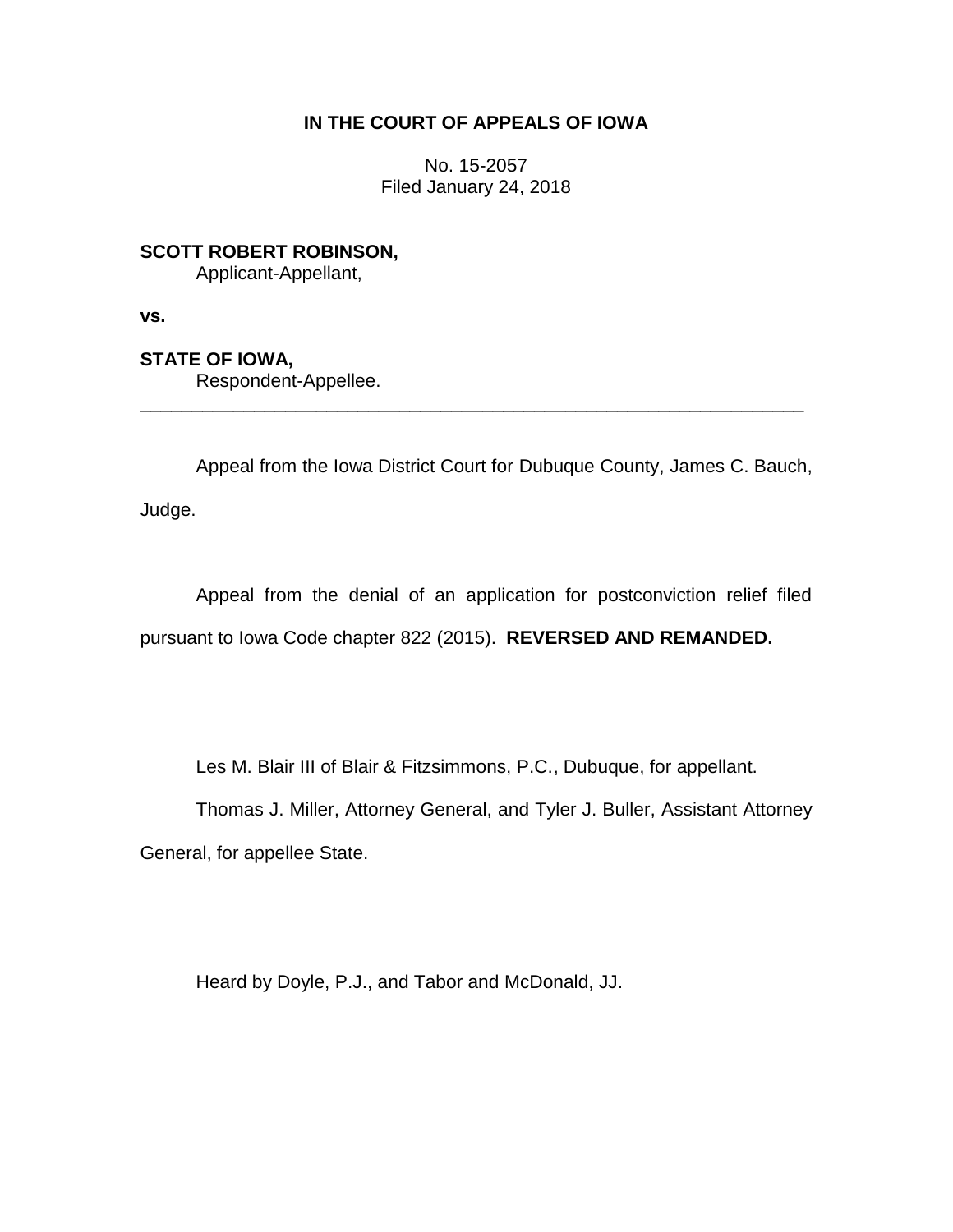**IN THE COURT OF APPEALS OF IOWA**

No. 15-2057
Filed January 24, 2018

**SCOTT ROBERT ROBINSON,**
Applicant-Appellant,

**vs.**

**STATE OF IOWA,**
Respondent-Appellee.

---

Appeal from the Iowa District Court for Dubuque County, James C. Bauch, Judge.

Appeal from the denial of an application for postconviction relief filed pursuant to Iowa Code chapter 822 (2015). **REVERSED AND REMANDED.**

Les M. Blair III of Blair & Fitzsimmons, P.C., Dubuque, for appellant.

Thomas J. Miller, Attorney General, and Tyler J. Buller, Assistant Attorney General, for appellee State.

Heard by Doyle, P.J., and Tabor and McDonald, JJ.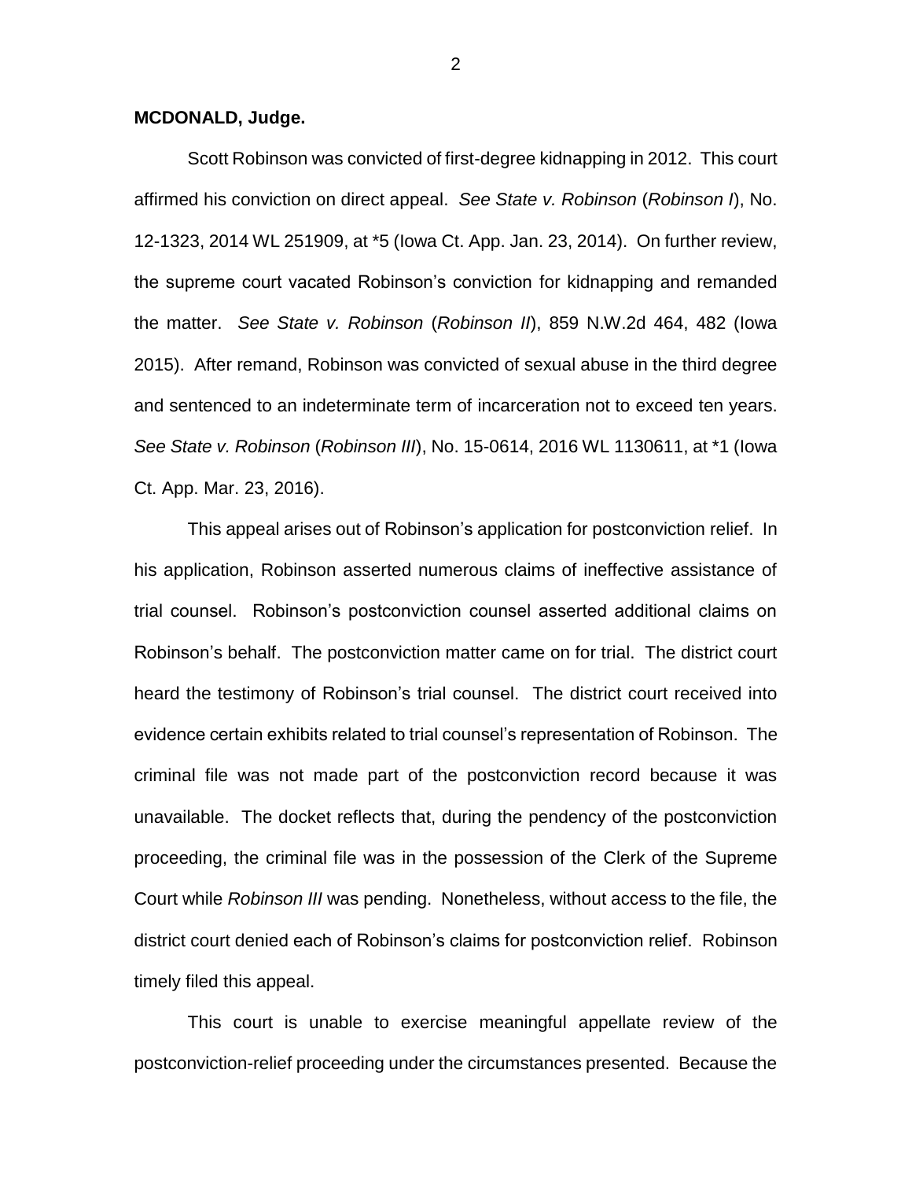**MCDONALD, Judge.**

Scott Robinson was convicted of first-degree kidnapping in 2012. This court affirmed his conviction on direct appeal. *See State v. Robinson* (*Robinson I*), No. 12-1323, 2014 WL 251909, at *5 (Iowa Ct. App. Jan. 23, 2014). On further review, the supreme court vacated Robinson's conviction for kidnapping and remanded the matter. *See State v. Robinson* (*Robinson II*), 859 N.W.2d 464, 482 (Iowa 2015). After remand, Robinson was convicted of sexual abuse in the third degree and sentenced to an indeterminate term of incarceration not to exceed ten years. *See State v. Robinson* (*Robinson III*), No. 15-0614, 2016 WL 1130611, at *1 (Iowa Ct. App. Mar. 23, 2016).

This appeal arises out of Robinson's application for postconviction relief. In his application, Robinson asserted numerous claims of ineffective assistance of trial counsel. Robinson's postconviction counsel asserted additional claims on Robinson's behalf. The postconviction matter came on for trial. The district court heard the testimony of Robinson's trial counsel. The district court received into evidence certain exhibits related to trial counsel's representation of Robinson. The criminal file was not made part of the postconviction record because it was unavailable. The docket reflects that, during the pendency of the postconviction proceeding, the criminal file was in the possession of the Clerk of the Supreme Court while *Robinson III* was pending. Nonetheless, without access to the file, the district court denied each of Robinson's claims for postconviction relief. Robinson timely filed this appeal.

This court is unable to exercise meaningful appellate review of the postconviction-relief proceeding under the circumstances presented. Because the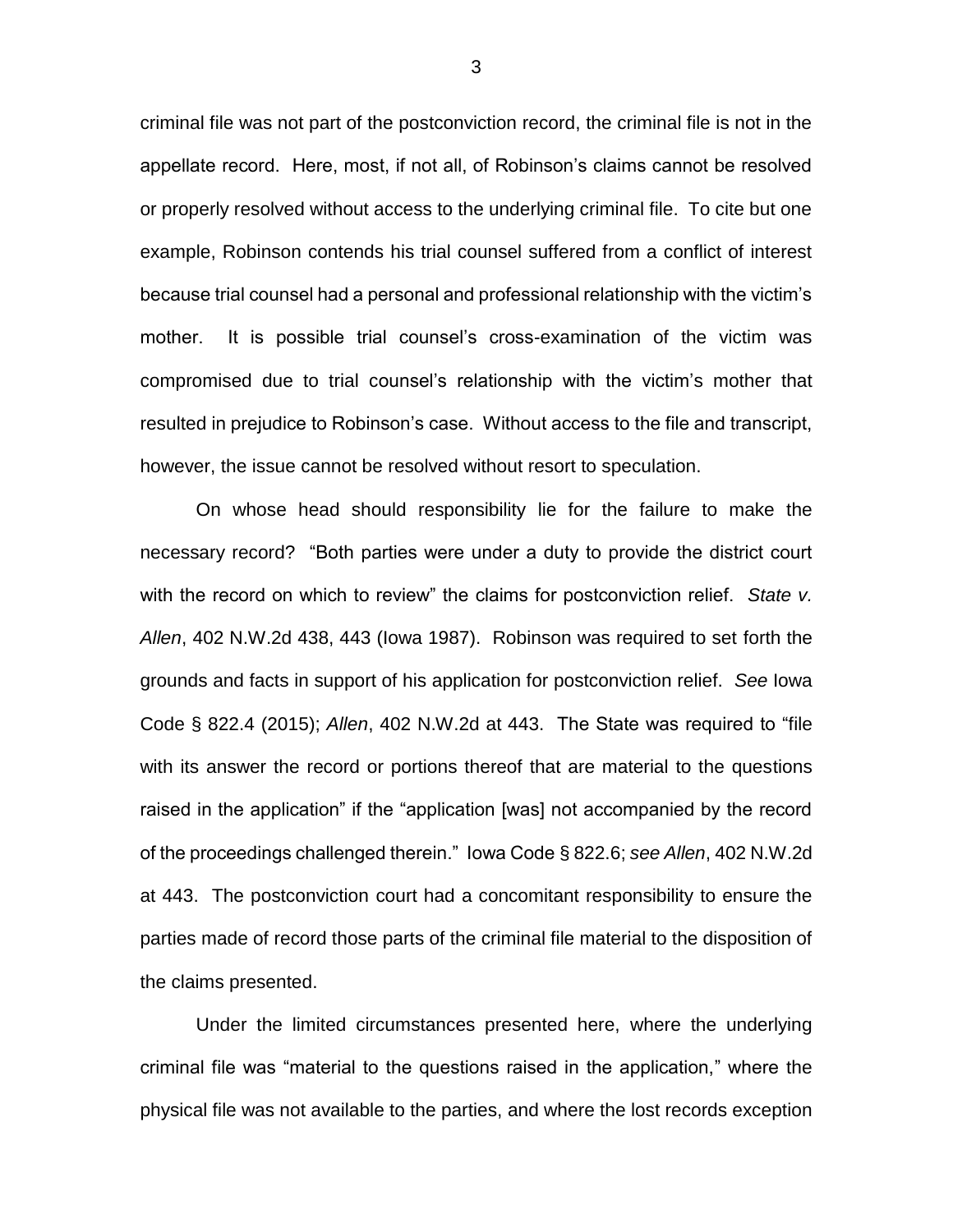criminal file was not part of the postconviction record, the criminal file is not in the appellate record. Here, most, if not all, of Robinson's claims cannot be resolved or properly resolved without access to the underlying criminal file. To cite but one example, Robinson contends his trial counsel suffered from a conflict of interest because trial counsel had a personal and professional relationship with the victim's mother. It is possible trial counsel's cross-examination of the victim was compromised due to trial counsel's relationship with the victim's mother that resulted in prejudice to Robinson's case. Without access to the file and transcript, however, the issue cannot be resolved without resort to speculation.

On whose head should responsibility lie for the failure to make the necessary record? "Both parties were under a duty to provide the district court with the record on which to review" the claims for postconviction relief. *State v. Allen*, 402 N.W.2d 438, 443 (Iowa 1987). Robinson was required to set forth the grounds and facts in support of his application for postconviction relief. *See* Iowa Code § 822.4 (2015); *Allen*, 402 N.W.2d at 443. The State was required to "file with its answer the record or portions thereof that are material to the questions raised in the application" if the "application [was] not accompanied by the record of the proceedings challenged therein." Iowa Code § 822.6; *see Allen*, 402 N.W.2d at 443. The postconviction court had a concomitant responsibility to ensure the parties made of record those parts of the criminal file material to the disposition of the claims presented.

Under the limited circumstances presented here, where the underlying criminal file was "material to the questions raised in the application," where the physical file was not available to the parties, and where the lost records exception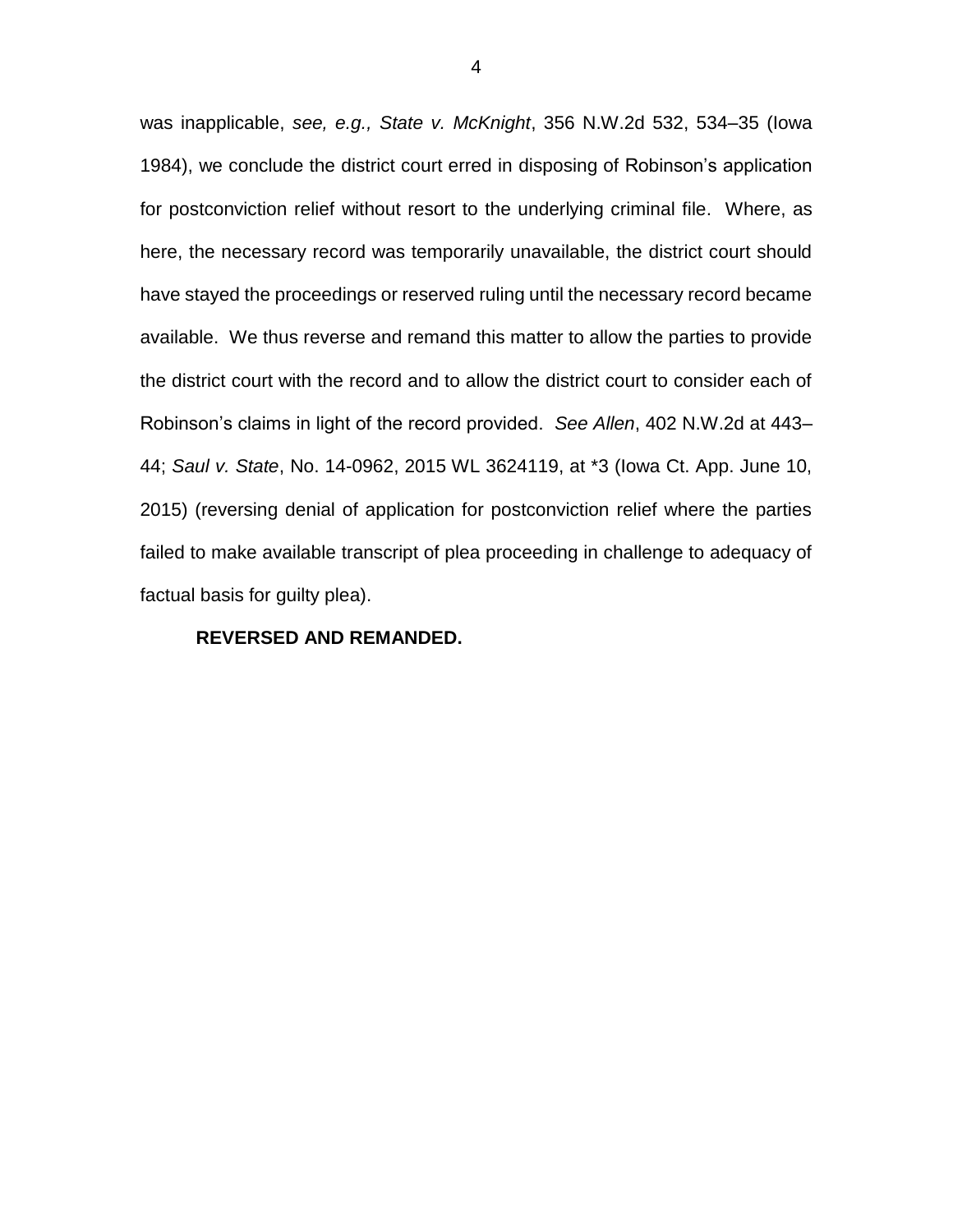was inapplicable, *see, e.g., State v. McKnight*, 356 N.W.2d 532, 534–35 (Iowa 1984), we conclude the district court erred in disposing of Robinson's application for postconviction relief without resort to the underlying criminal file. Where, as here, the necessary record was temporarily unavailable, the district court should have stayed the proceedings or reserved ruling until the necessary record became available. We thus reverse and remand this matter to allow the parties to provide the district court with the record and to allow the district court to consider each of Robinson's claims in light of the record provided. *See Allen*, 402 N.W.2d at 443–44; *Saul v. State*, No. 14-0962, 2015 WL 3624119, at *3 (Iowa Ct. App. June 10, 2015) (reversing denial of application for postconviction relief where the parties failed to make available transcript of plea proceeding in challenge to adequacy of factual basis for guilty plea).

**REVERSED AND REMANDED.**